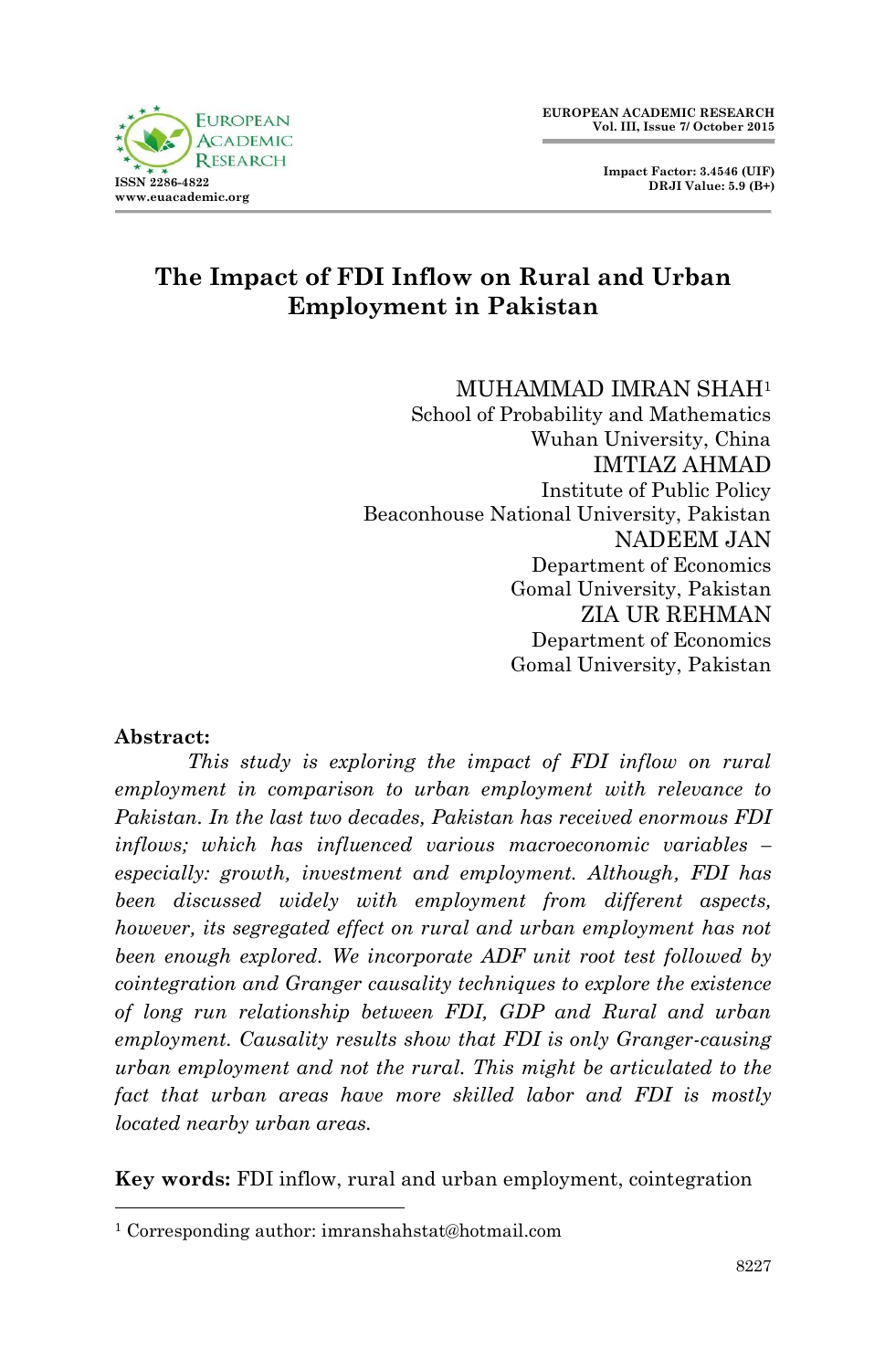# The Impact of FDI Inflow on Rural and Urban Employment in Pakistan

MUHAMMAD IMRAN SHAH[1]
School of Probability and Mathematics
Wuhan University, China

IMTIAZ AHMAD
Institute of Public Policy
Beaconhouse National University, Pakistan

NADEEM JAN
Department of Economics
Gomal University, Pakistan

ZIA UR REHMAN
Department of Economics
Gomal University, Pakistan

**Abstract:**

*This study is exploring the impact of FDI inflow on rural employment in comparison to urban employment with relevance to Pakistan. In the last two decades, Pakistan has received enormous FDI inflows; which has influenced various macroeconomic variables – especially: growth, investment and employment. Although, FDI has been discussed widely with employment from different aspects, however, its segregated effect on rural and urban employment has not been enough explored. We incorporate ADF unit root test followed by cointegration and Granger causality techniques to explore the existence of long run relationship between FDI, GDP and Rural and urban employment. Causality results show that FDI is only Granger-causing urban employment and not the rural. This might be articulated to the fact that urban areas have more skilled labor and FDI is mostly located nearby urban areas.*

**Key words:** FDI inflow, rural and urban employment, cointegration

---

[1] Corresponding author: imranshahstat@hotmail.com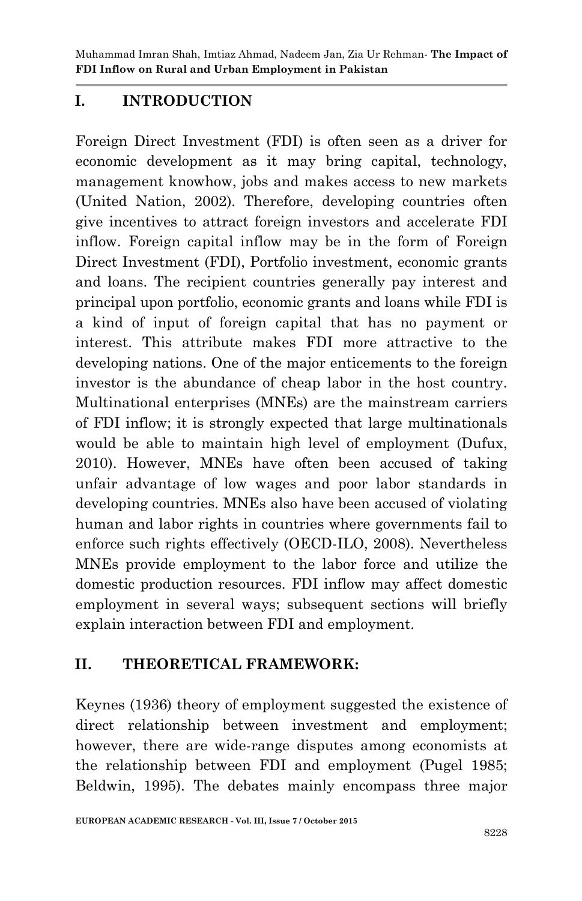## I. INTRODUCTION

Foreign Direct Investment (FDI) is often seen as a driver for economic development as it may bring capital, technology, management knowhow, jobs and makes access to new markets (United Nation, 2002). Therefore, developing countries often give incentives to attract foreign investors and accelerate FDI inflow. Foreign capital inflow may be in the form of Foreign Direct Investment (FDI), Portfolio investment, economic grants and loans. The recipient countries generally pay interest and principal upon portfolio, economic grants and loans while FDI is a kind of input of foreign capital that has no payment or interest. This attribute makes FDI more attractive to the developing nations. One of the major enticements to the foreign investor is the abundance of cheap labor in the host country. Multinational enterprises (MNEs) are the mainstream carriers of FDI inflow; it is strongly expected that large multinationals would be able to maintain high level of employment (Dufux, 2010). However, MNEs have often been accused of taking unfair advantage of low wages and poor labor standards in developing countries. MNEs also have been accused of violating human and labor rights in countries where governments fail to enforce such rights effectively (OECD-ILO, 2008). Nevertheless MNEs provide employment to the labor force and utilize the domestic production resources. FDI inflow may affect domestic employment in several ways; subsequent sections will briefly explain interaction between FDI and employment.

## II. THEORETICAL FRAMEWORK:

Keynes (1936) theory of employment suggested the existence of direct relationship between investment and employment; however, there are wide-range disputes among economists at the relationship between FDI and employment (Pugel 1985; Beldwin, 1995). The debates mainly encompass three major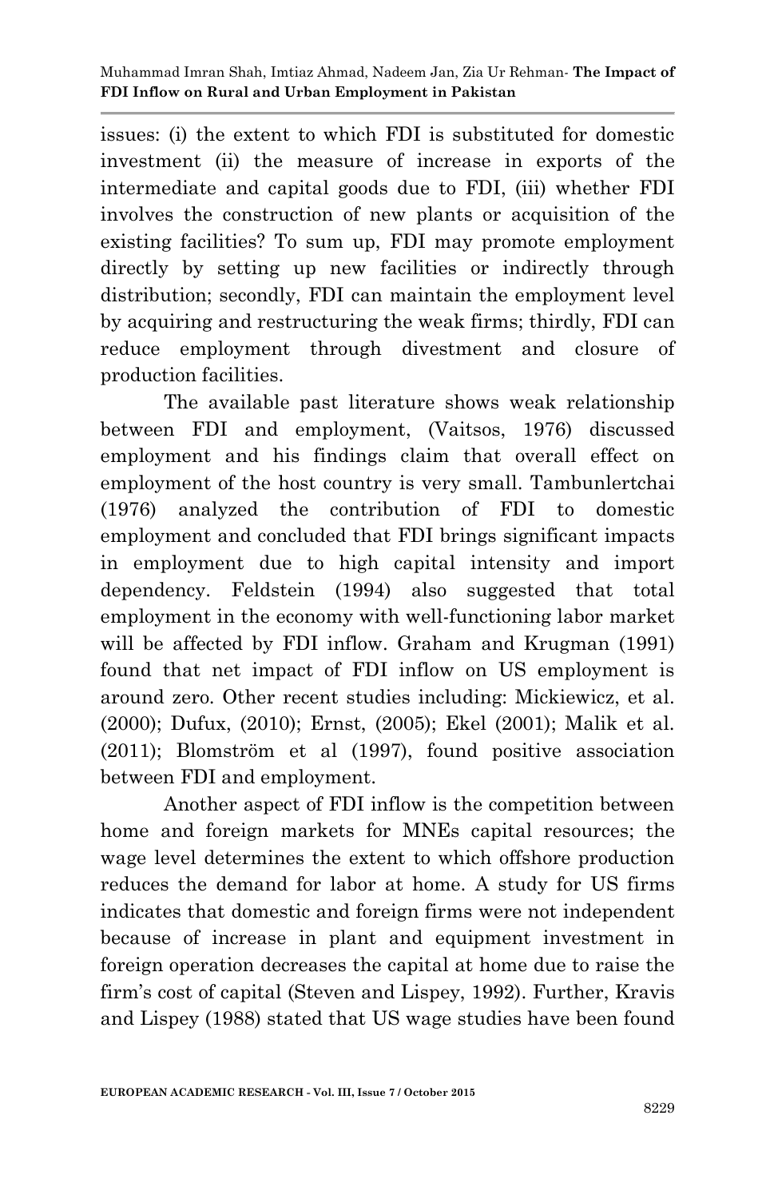issues: (i) the extent to which FDI is substituted for domestic investment (ii) the measure of increase in exports of the intermediate and capital goods due to FDI, (iii) whether FDI involves the construction of new plants or acquisition of the existing facilities? To sum up, FDI may promote employment directly by setting up new facilities or indirectly through distribution; secondly, FDI can maintain the employment level by acquiring and restructuring the weak firms; thirdly, FDI can reduce employment through divestment and closure of production facilities.

The available past literature shows weak relationship between FDI and employment, (Vaitsos, 1976) discussed employment and his findings claim that overall effect on employment of the host country is very small. Tambunlertchai (1976) analyzed the contribution of FDI to domestic employment and concluded that FDI brings significant impacts in employment due to high capital intensity and import dependency. Feldstein (1994) also suggested that total employment in the economy with well-functioning labor market will be affected by FDI inflow. Graham and Krugman (1991) found that net impact of FDI inflow on US employment is around zero. Other recent studies including: Mickiewicz, et al. (2000); Dufux, (2010); Ernst, (2005); Ekel (2001); Malik et al. (2011); Blomström et al (1997), found positive association between FDI and employment.

Another aspect of FDI inflow is the competition between home and foreign markets for MNEs capital resources; the wage level determines the extent to which offshore production reduces the demand for labor at home. A study for US firms indicates that domestic and foreign firms were not independent because of increase in plant and equipment investment in foreign operation decreases the capital at home due to raise the firm's cost of capital (Steven and Lispey, 1992). Further, Kravis and Lispey (1988) stated that US wage studies have been found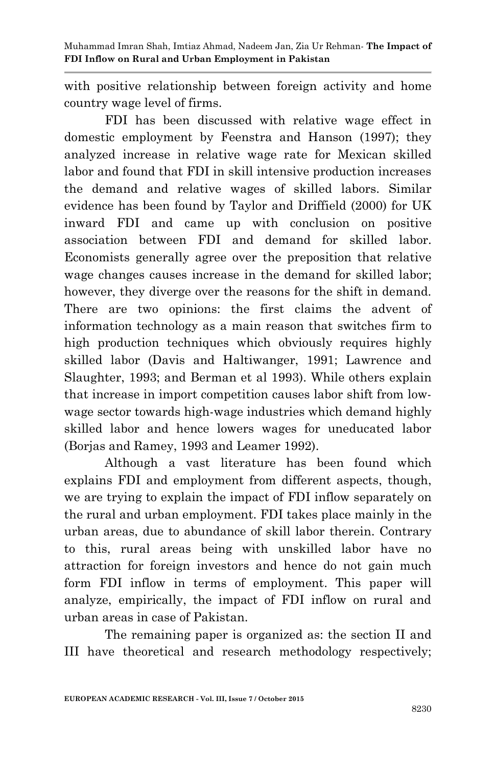with positive relationship between foreign activity and home country wage level of firms.

FDI has been discussed with relative wage effect in domestic employment by Feenstra and Hanson (1997); they analyzed increase in relative wage rate for Mexican skilled labor and found that FDI in skill intensive production increases the demand and relative wages of skilled labors. Similar evidence has been found by Taylor and Driffield (2000) for UK inward FDI and came up with conclusion on positive association between FDI and demand for skilled labor. Economists generally agree over the preposition that relative wage changes causes increase in the demand for skilled labor; however, they diverge over the reasons for the shift in demand. There are two opinions: the first claims the advent of information technology as a main reason that switches firm to high production techniques which obviously requires highly skilled labor (Davis and Haltiwanger, 1991; Lawrence and Slaughter, 1993; and Berman et al 1993). While others explain that increase in import competition causes labor shift from low-wage sector towards high-wage industries which demand highly skilled labor and hence lowers wages for uneducated labor (Borjas and Ramey, 1993 and Leamer 1992).

Although a vast literature has been found which explains FDI and employment from different aspects, though, we are trying to explain the impact of FDI inflow separately on the rural and urban employment. FDI takes place mainly in the urban areas, due to abundance of skill labor therein. Contrary to this, rural areas being with unskilled labor have no attraction for foreign investors and hence do not gain much form FDI inflow in terms of employment. This paper will analyze, empirically, the impact of FDI inflow on rural and urban areas in case of Pakistan.

The remaining paper is organized as: the section II and III have theoretical and research methodology respectively;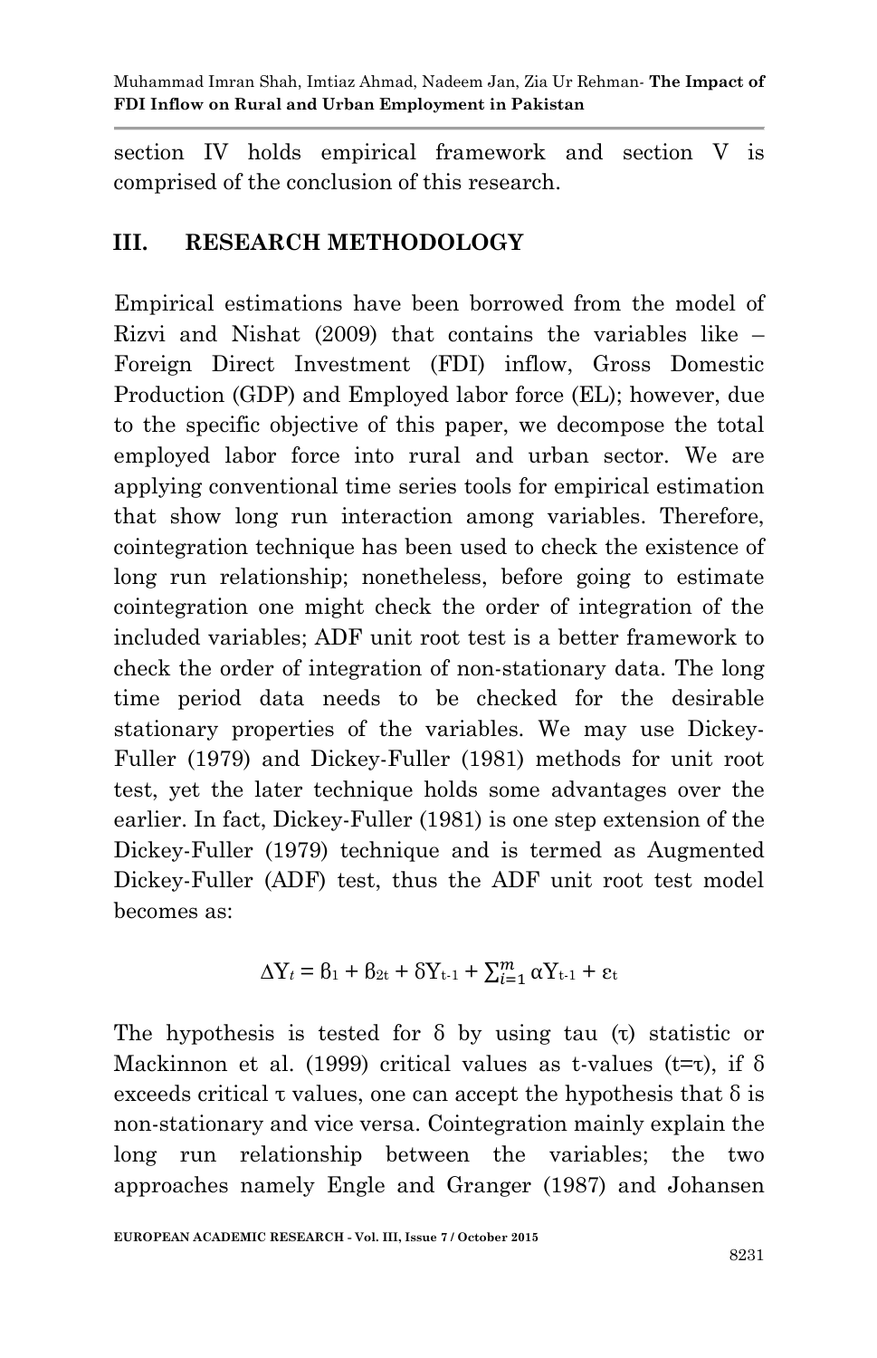section IV holds empirical framework and section V is comprised of the conclusion of this research.

## III. RESEARCH METHODOLOGY

Empirical estimations have been borrowed from the model of Rizvi and Nishat (2009) that contains the variables like – Foreign Direct Investment (FDI) inflow, Gross Domestic Production (GDP) and Employed labor force (EL); however, due to the specific objective of this paper, we decompose the total employed labor force into rural and urban sector. We are applying conventional time series tools for empirical estimation that show long run interaction among variables. Therefore, cointegration technique has been used to check the existence of long run relationship; nonetheless, before going to estimate cointegration one might check the order of integration of the included variables; ADF unit root test is a better framework to check the order of integration of non-stationary data. The long time period data needs to be checked for the desirable stationary properties of the variables. We may use Dickey-Fuller (1979) and Dickey-Fuller (1981) methods for unit root test, yet the later technique holds some advantages over the earlier. In fact, Dickey-Fuller (1981) is one step extension of the Dickey-Fuller (1979) technique and is termed as Augmented Dickey-Fuller (ADF) test, thus the ADF unit root test model becomes as:

$$\Delta Y_t = \beta_1 + \beta_{2t} + \delta Y_{t-1} + \sum_{i=1}^{m} \alpha Y_{t-1} + \varepsilon_t$$

The hypothesis is tested for $\delta$ by using tau ($\tau$) statistic or Mackinnon et al. (1999) critical values as t-values ($t=\tau$), if $\delta$ exceeds critical $\tau$ values, one can accept the hypothesis that $\delta$ is non-stationary and vice versa. Cointegration mainly explain the long run relationship between the variables; the two approaches namely Engle and Granger (1987) and Johansen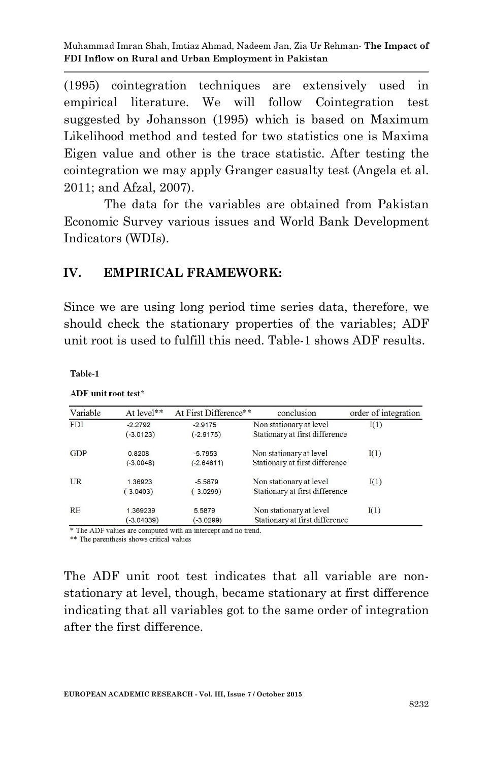(1995) cointegration techniques are extensively used in empirical literature. We will follow Cointegration test suggested by Johansson (1995) which is based on Maximum Likelihood method and tested for two statistics one is Maxima Eigen value and other is the trace statistic. After testing the cointegration we may apply Granger casualty test (Angela et al. 2011; and Afzal, 2007).

The data for the variables are obtained from Pakistan Economic Survey various issues and World Bank Development Indicators (WDIs).

## IV. EMPIRICAL FRAMEWORK:

Since we are using long period time series data, therefore, we should check the stationary properties of the variables; ADF unit root is used to fulfill this need. Table-1 shows ADF results.

**Table-1**

**ADF unit root test***

| Variable | At level** | At First Difference** | conclusion | order of integration |
|---|---|---|---|---|
| FDI | -2.2792<br>(-3.0123) | -2.9175<br>(-2.9175) | Non stationary at level<br>Stationary at first difference | I(1) |
| GDP | 0.8208<br>(-3.0048) | -5.7953<br>(-2.64611) | Non stationary at level<br>Stationary at first difference | I(1) |
| UR | 1.36923<br>(-3.0403) | -5.5879<br>(-3.0299) | Non stationary at level<br>Stationary at first difference | I(1) |
| RE | 1.369239<br>(-3.04039) | 5.5879<br>(-3.0299) | Non stationary at level<br>Stationary at first difference | I(1) |

\* The ADF values are computed with an intercept and no trend.
** The parenthesis shows critical values

The ADF unit root test indicates that all variable are non-stationary at level, though, became stationary at first difference indicating that all variables got to the same order of integration after the first difference.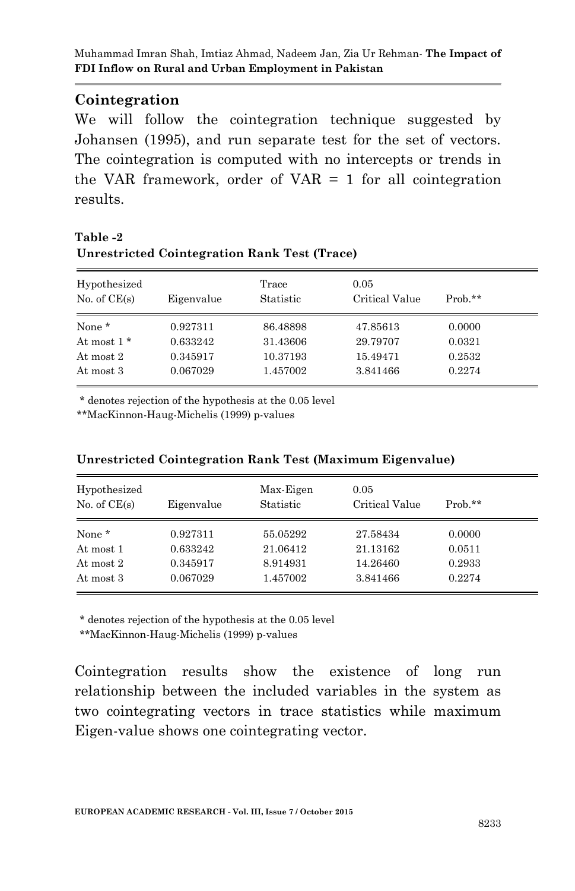## Cointegration

We will follow the cointegration technique suggested by Johansen (1995), and run separate test for the set of vectors. The cointegration is computed with no intercepts or trends in the VAR framework, order of VAR = 1 for all cointegration results.

**Table -2**
**Unrestricted Cointegration Rank Test (Trace)**

| Hypothesized No. of CE(s) | Eigenvalue | Trace Statistic | 0.05 Critical Value | Prob.** |
|---|---|---|---|---|
| None * | 0.927311 | 86.48898 | 47.85613 | 0.0000 |
| At most 1 * | 0.633242 | 31.43606 | 29.79707 | 0.0321 |
| At most 2 | 0.345917 | 10.37193 | 15.49471 | 0.2532 |
| At most 3 | 0.067029 | 1.457002 | 3.841466 | 0.2274 |

\* denotes rejection of the hypothesis at the 0.05 level
**MacKinnon-Haug-Michelis (1999) p-values

**Unrestricted Cointegration Rank Test (Maximum Eigenvalue)**

| Hypothesized No. of CE(s) | Eigenvalue | Max-Eigen Statistic | 0.05 Critical Value | Prob.** |
|---|---|---|---|---|
| None * | 0.927311 | 55.05292 | 27.58434 | 0.0000 |
| At most 1 | 0.633242 | 21.06412 | 21.13162 | 0.0511 |
| At most 2 | 0.345917 | 8.914931 | 14.26460 | 0.2933 |
| At most 3 | 0.067029 | 1.457002 | 3.841466 | 0.2274 |

\* denotes rejection of the hypothesis at the 0.05 level
**MacKinnon-Haug-Michelis (1999) p-values

Cointegration results show the existence of long run relationship between the included variables in the system as two cointegrating vectors in trace statistics while maximum Eigen-value shows one cointegrating vector.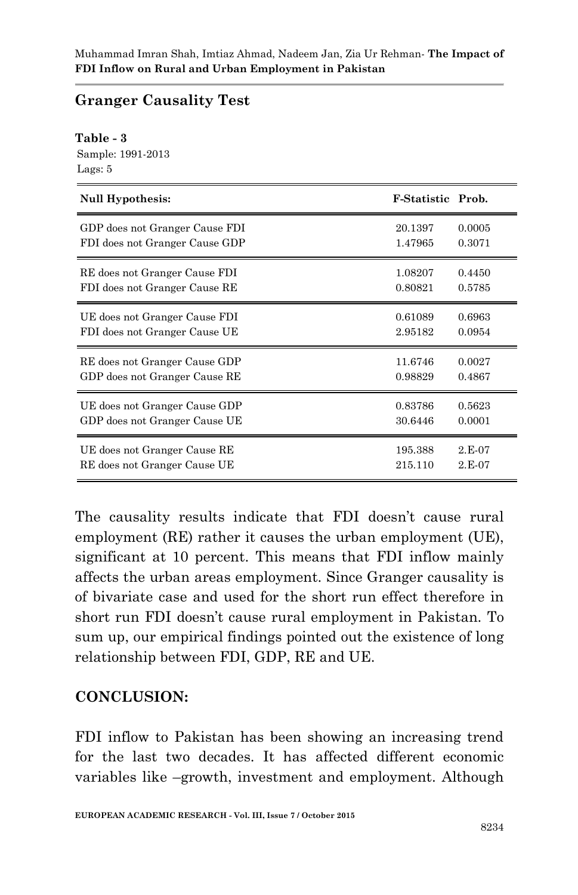## Granger Causality Test

**Table - 3**
Sample: 1991-2013
Lags: 5

| Null Hypothesis: | F-Statistic | Prob. |
|---|---|---|
| GDP does not Granger Cause FDI | 20.1397 | 0.0005 |
| FDI does not Granger Cause GDP | 1.47965 | 0.3071 |
| RE does not Granger Cause FDI | 1.08207 | 0.4450 |
| FDI does not Granger Cause RE | 0.80821 | 0.5785 |
| UE does not Granger Cause FDI | 0.61089 | 0.6963 |
| FDI does not Granger Cause UE | 2.95182 | 0.0954 |
| RE does not Granger Cause GDP | 11.6746 | 0.0027 |
| GDP does not Granger Cause RE | 0.98829 | 0.4867 |
| UE does not Granger Cause GDP | 0.83786 | 0.5623 |
| GDP does not Granger Cause UE | 30.6446 | 0.0001 |
| UE does not Granger Cause RE | 195.388 | 2.E-07 |
| RE does not Granger Cause UE | 215.110 | 2.E-07 |

The causality results indicate that FDI doesn't cause rural employment (RE) rather it causes the urban employment (UE), significant at 10 percent. This means that FDI inflow mainly affects the urban areas employment. Since Granger causality is of bivariate case and used for the short run effect therefore in short run FDI doesn't cause rural employment in Pakistan. To sum up, our empirical findings pointed out the existence of long relationship between FDI, GDP, RE and UE.

## CONCLUSION:

FDI inflow to Pakistan has been showing an increasing trend for the last two decades. It has affected different economic variables like –growth, investment and employment. Although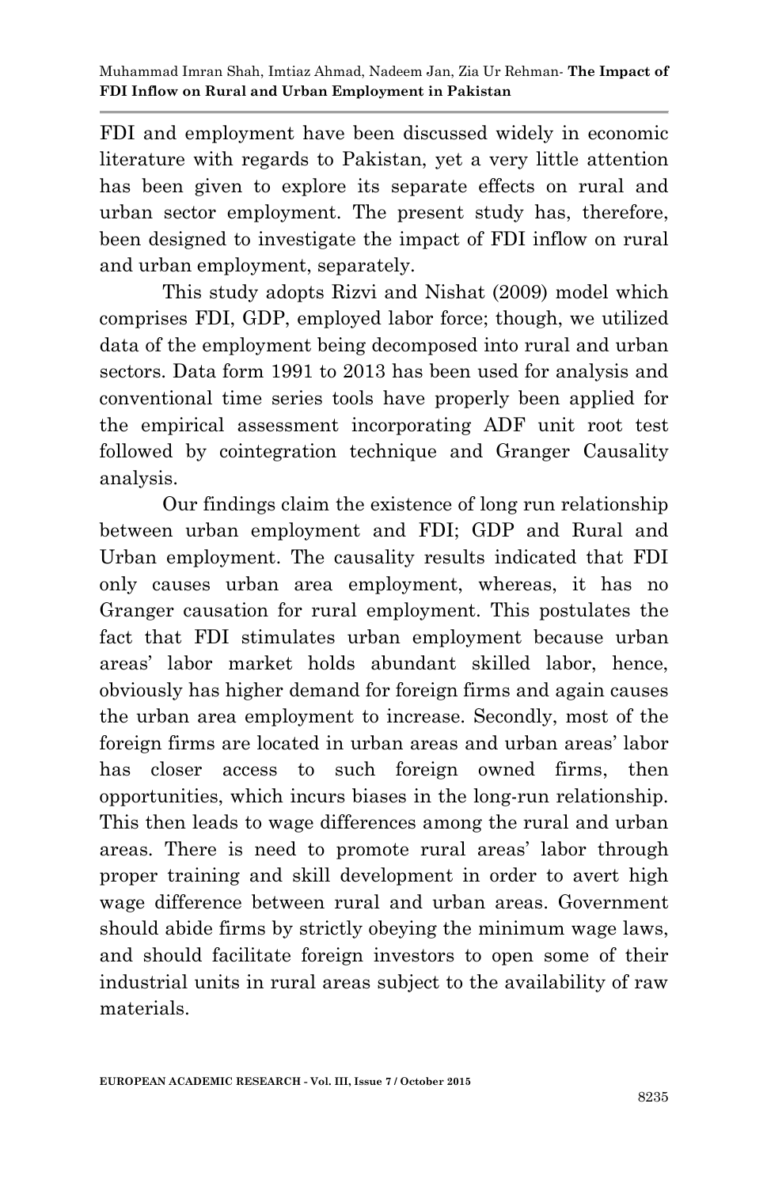FDI and employment have been discussed widely in economic literature with regards to Pakistan, yet a very little attention has been given to explore its separate effects on rural and urban sector employment. The present study has, therefore, been designed to investigate the impact of FDI inflow on rural and urban employment, separately.

This study adopts Rizvi and Nishat (2009) model which comprises FDI, GDP, employed labor force; though, we utilized data of the employment being decomposed into rural and urban sectors. Data form 1991 to 2013 has been used for analysis and conventional time series tools have properly been applied for the empirical assessment incorporating ADF unit root test followed by cointegration technique and Granger Causality analysis.

Our findings claim the existence of long run relationship between urban employment and FDI; GDP and Rural and Urban employment. The causality results indicated that FDI only causes urban area employment, whereas, it has no Granger causation for rural employment. This postulates the fact that FDI stimulates urban employment because urban areas' labor market holds abundant skilled labor, hence, obviously has higher demand for foreign firms and again causes the urban area employment to increase. Secondly, most of the foreign firms are located in urban areas and urban areas' labor has closer access to such foreign owned firms, then opportunities, which incurs biases in the long-run relationship. This then leads to wage differences among the rural and urban areas. There is need to promote rural areas' labor through proper training and skill development in order to avert high wage difference between rural and urban areas. Government should abide firms by strictly obeying the minimum wage laws, and should facilitate foreign investors to open some of their industrial units in rural areas subject to the availability of raw materials.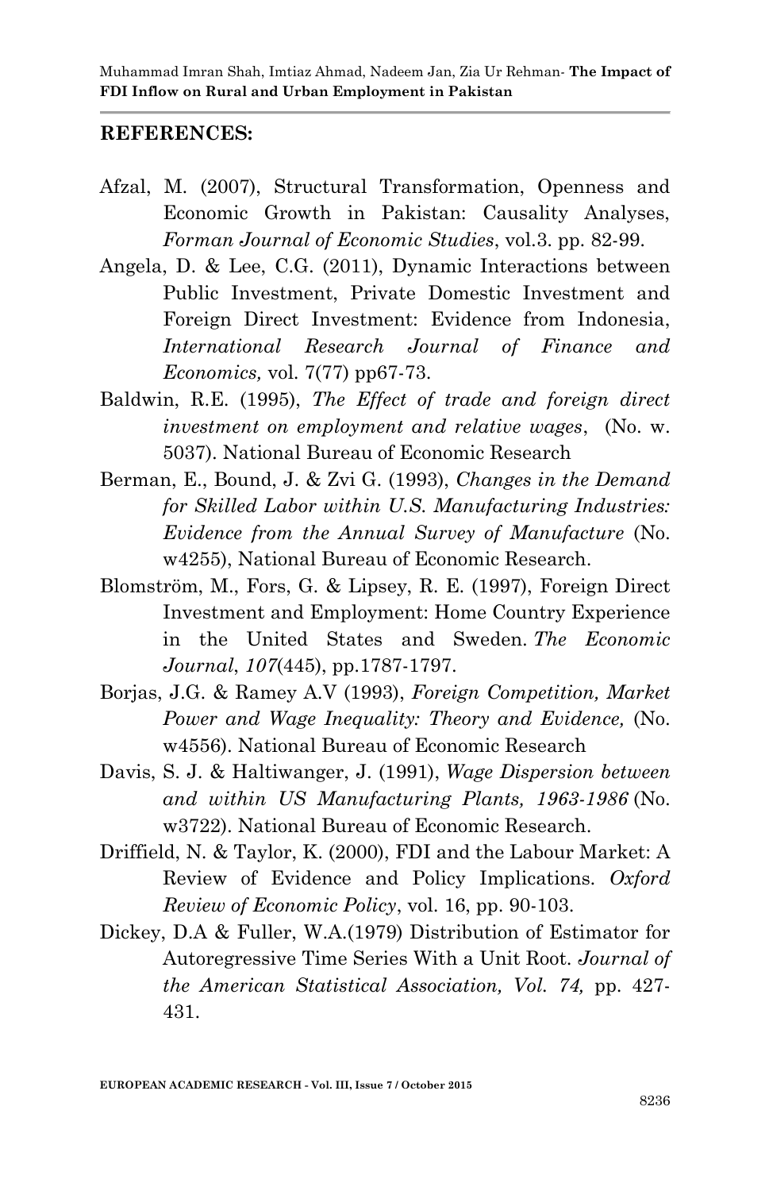## REFERENCES:

Afzal, M. (2007), Structural Transformation, Openness and Economic Growth in Pakistan: Causality Analyses, *Forman Journal of Economic Studies*, vol.3. pp. 82-99.

Angela, D. & Lee, C.G. (2011), Dynamic Interactions between Public Investment, Private Domestic Investment and Foreign Direct Investment: Evidence from Indonesia, *International Research Journal of Finance and Economics,* vol. 7(77) pp67-73.

Baldwin, R.E. (1995), *The Effect of trade and foreign direct investment on employment and relative wages*, (No. w. 5037). National Bureau of Economic Research

Berman, E., Bound, J. & Zvi G. (1993), *Changes in the Demand for Skilled Labor within U.S. Manufacturing Industries: Evidence from the Annual Survey of Manufacture* (No. w4255), National Bureau of Economic Research.

Blomström, M., Fors, G. & Lipsey, R. E. (1997), Foreign Direct Investment and Employment: Home Country Experience in the United States and Sweden. *The Economic Journal*, *107*(445), pp.1787-1797.

Borjas, J.G. & Ramey A.V (1993), *Foreign Competition, Market Power and Wage Inequality: Theory and Evidence,* (No. w4556). National Bureau of Economic Research

Davis, S. J. & Haltiwanger, J. (1991), *Wage Dispersion between and within US Manufacturing Plants, 1963-1986* (No. w3722). National Bureau of Economic Research.

Driffield, N. & Taylor, K. (2000), FDI and the Labour Market: A Review of Evidence and Policy Implications. *Oxford Review of Economic Policy*, vol. 16, pp. 90-103.

Dickey, D.A & Fuller, W.A.(1979) Distribution of Estimator for Autoregressive Time Series With a Unit Root. *Journal of the American Statistical Association, Vol. 74,* pp. 427-431.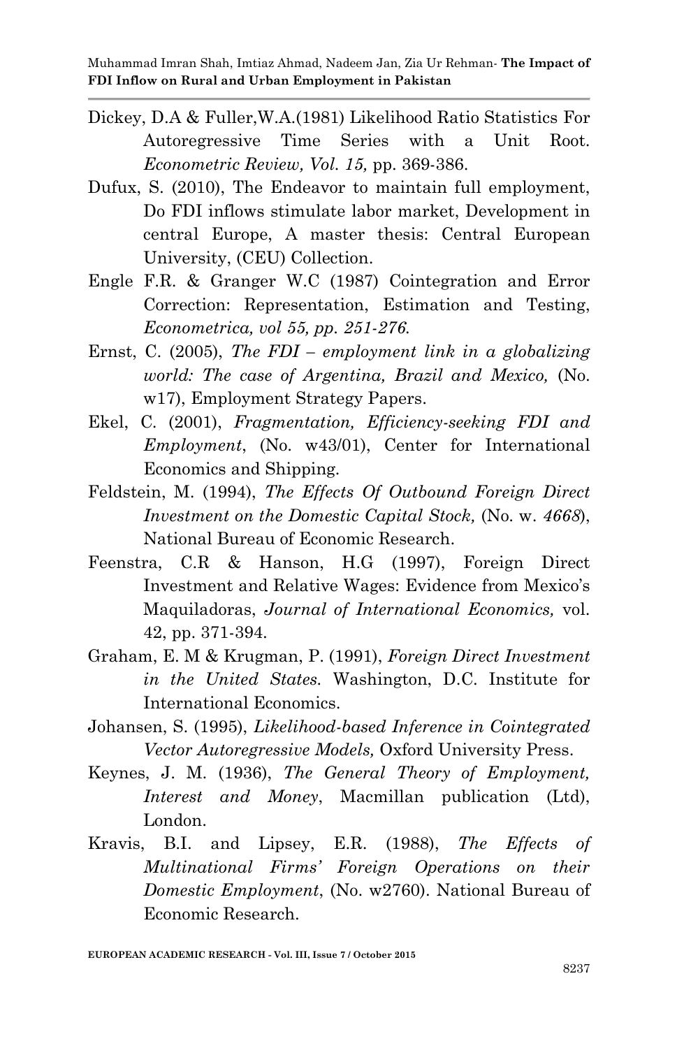Dickey, D.A & Fuller,W.A.(1981) Likelihood Ratio Statistics For Autoregressive Time Series with a Unit Root. *Econometric Review, Vol. 15,* pp. 369-386.

Dufux, S. (2010), The Endeavor to maintain full employment, Do FDI inflows stimulate labor market, Development in central Europe, A master thesis: Central European University, (CEU) Collection.

Engle F.R. & Granger W.C (1987) Cointegration and Error Correction: Representation, Estimation and Testing, *Econometrica, vol 55, pp. 251-276.*

Ernst, C. (2005), *The FDI – employment link in a globalizing world: The case of Argentina, Brazil and Mexico,* (No. w17), Employment Strategy Papers.

Ekel, C. (2001), *Fragmentation, Efficiency-seeking FDI and Employment*, (No. w43/01), Center for International Economics and Shipping.

Feldstein, M. (1994), *The Effects Of Outbound Foreign Direct Investment on the Domestic Capital Stock,* (No. w. *4668*), National Bureau of Economic Research.

Feenstra, C.R & Hanson, H.G (1997), Foreign Direct Investment and Relative Wages: Evidence from Mexico's Maquiladoras, *Journal of International Economics,* vol. 42, pp. 371-394.

Graham, E. M & Krugman, P. (1991), *Foreign Direct Investment in the United States.* Washington, D.C. Institute for International Economics.

Johansen, S. (1995), *Likelihood-based Inference in Cointegrated Vector Autoregressive Models,* Oxford University Press.

Keynes, J. M. (1936), *The General Theory of Employment, Interest and Money*, Macmillan publication (Ltd), London.

Kravis, B.I. and Lipsey, E.R. (1988), *The Effects of Multinational Firms' Foreign Operations on their Domestic Employment*, (No. w2760). National Bureau of Economic Research.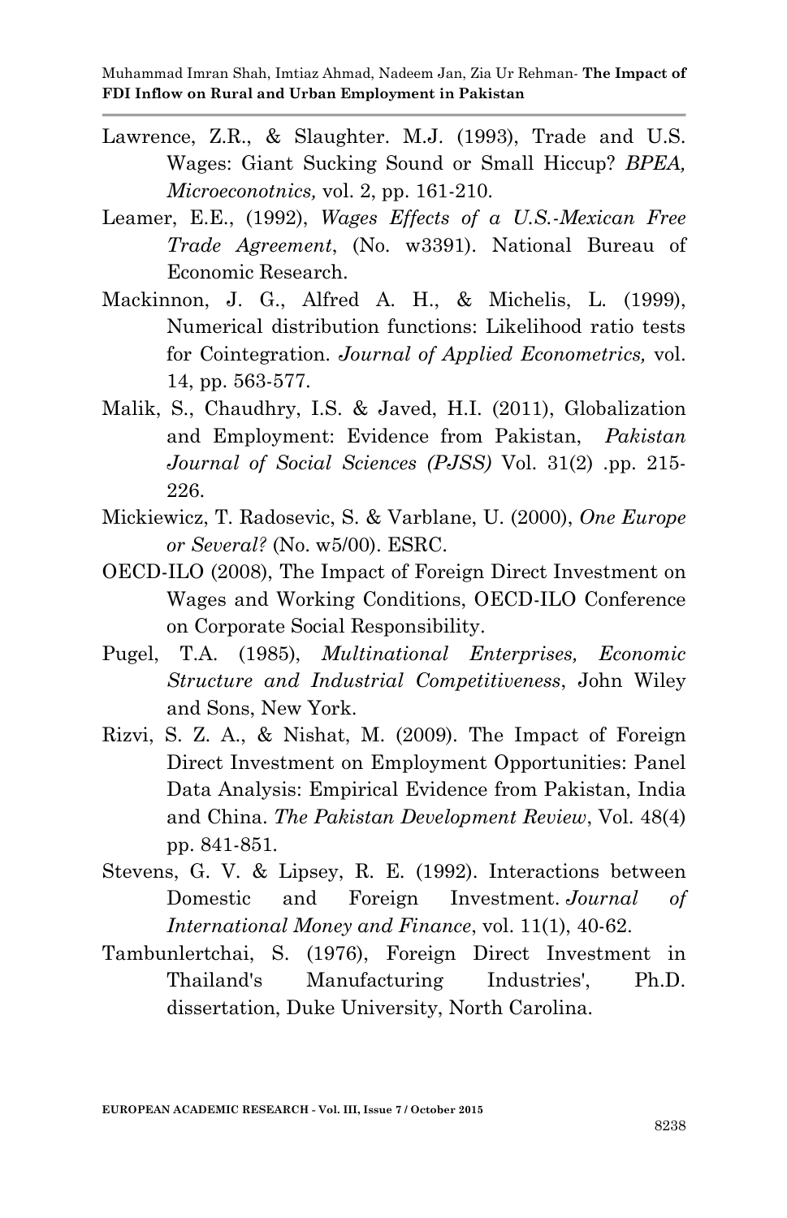Lawrence, Z.R., & Slaughter. M.J. (1993), Trade and U.S. Wages: Giant Sucking Sound or Small Hiccup? *BPEA, Microeconotnics,* vol. 2, pp. 161-210.

Leamer, E.E., (1992), *Wages Effects of a U.S.-Mexican Free Trade Agreement*, (No. w3391). National Bureau of Economic Research.

Mackinnon, J. G., Alfred A. H., & Michelis, L. (1999), Numerical distribution functions: Likelihood ratio tests for Cointegration. *Journal of Applied Econometrics,* vol. 14, pp. 563-577.

Malik, S., Chaudhry, I.S. & Javed, H.I. (2011), Globalization and Employment: Evidence from Pakistan, *Pakistan Journal of Social Sciences (PJSS)* Vol. 31(2) .pp. 215-226.

Mickiewicz, T. Radosevic, S. & Varblane, U. (2000), *One Europe or Several?* (No. w5/00). ESRC.

OECD-ILO (2008), The Impact of Foreign Direct Investment on Wages and Working Conditions, OECD-ILO Conference on Corporate Social Responsibility.

Pugel, T.A. (1985), *Multinational Enterprises, Economic Structure and Industrial Competitiveness*, John Wiley and Sons, New York.

Rizvi, S. Z. A., & Nishat, M. (2009). The Impact of Foreign Direct Investment on Employment Opportunities: Panel Data Analysis: Empirical Evidence from Pakistan, India and China. *The Pakistan Development Review*, Vol. 48(4) pp. 841-851.

Stevens, G. V. & Lipsey, R. E. (1992). Interactions between Domestic and Foreign Investment. *Journal of International Money and Finance*, vol. 11(1), 40-62.

Tambunlertchai, S. (1976), Foreign Direct Investment in Thailand's Manufacturing Industries', Ph.D. dissertation, Duke University, North Carolina.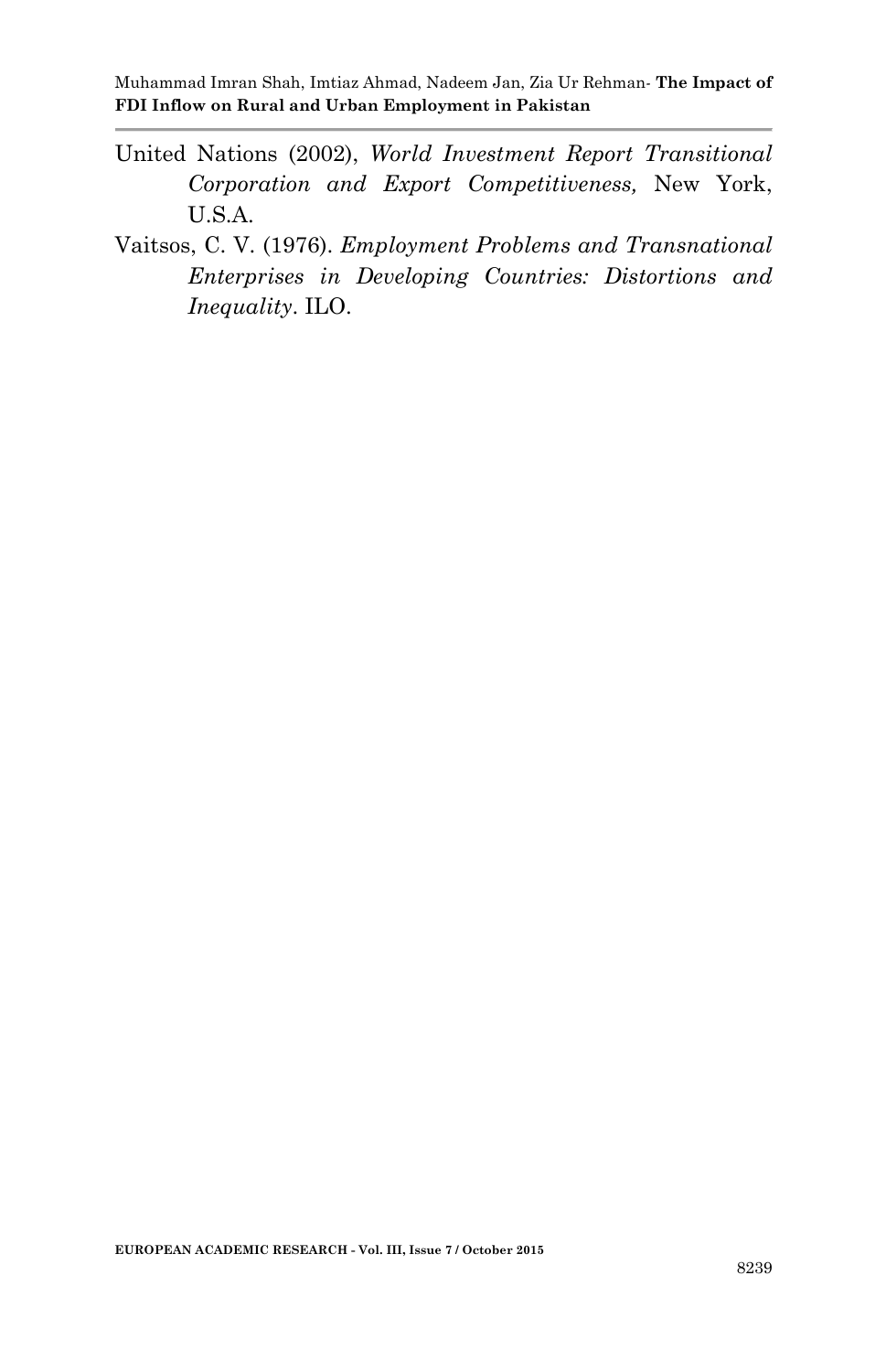United Nations (2002), *World Investment Report Transitional Corporation and Export Competitiveness,* New York, U.S.A.

Vaitsos, C. V. (1976). *Employment Problems and Transnational Enterprises in Developing Countries: Distortions and Inequality*. ILO.